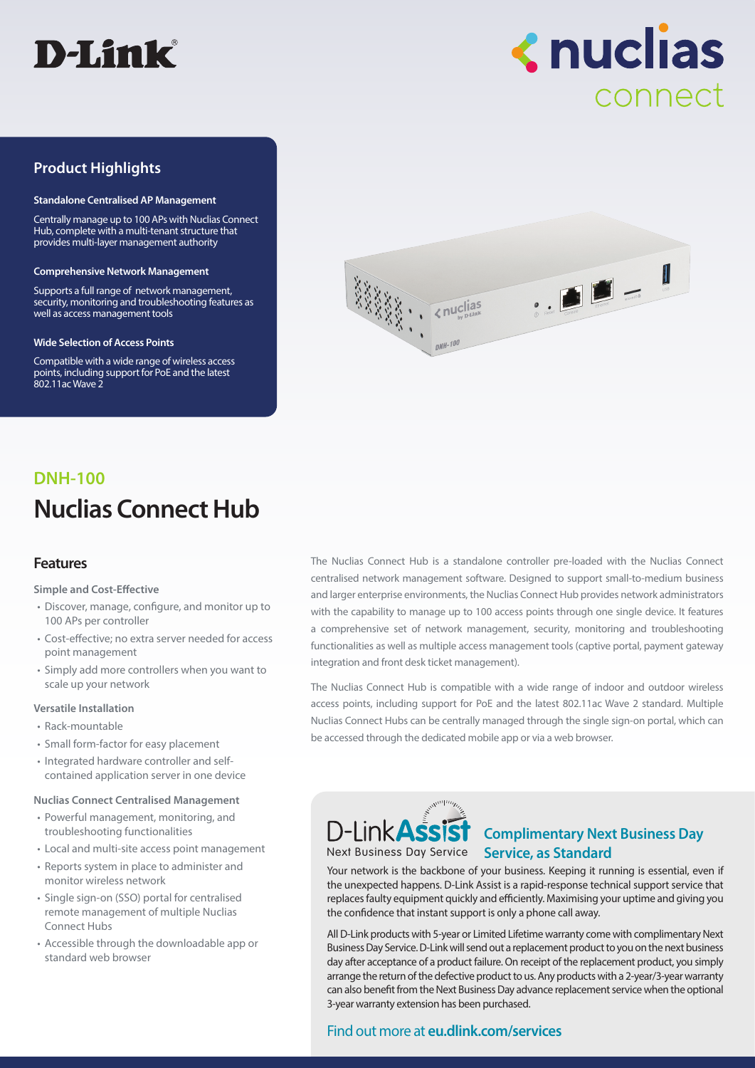D-Link

nuclias connect

## Product Highlights

**Standalone Centralised AP Management**

Centrally manage up to 100 APs with Nuclias Connect Hub, complete with a multi-tenant structure that provides multi-layer management authority

**Comprehensive Network Management**

Supports a full range of network management, security, monitoring and troubleshooting features as well as access management tools

**Wide Selection of Access Points**

Compatible with a wide range of wireless access points, including support for PoE and the latest 802.11ac Wave 2

## DNH-100

# Nuclias Connect Hub

## Features

### Simple and Cost-Effective

- Discover, manage, configure, and monitor up to 100 APs per controller
- Cost-effective; no extra server needed for access point management
- Simply add more controllers when you want to scale up your network

### Versatile Installation

- Rack-mountable
- Small form-factor for easy placement
- Integrated hardware controller and self-contained application server in one device

### Nuclias Connect Centralised Management

- Powerful management, monitoring, and troubleshooting functionalities
- Local and multi-site access point management
- Reports system in place to administer and monitor wireless network
- Single sign-on (SSO) portal for centralised remote management of multiple Nuclias Connect Hubs
- Accessible through the downloadable app or standard web browser

The Nuclias Connect Hub is a standalone controller pre-loaded with the Nuclias Connect centralised network management software. Designed to support small-to-medium business and larger enterprise environments, the Nuclias Connect Hub provides network administrators with the capability to manage up to 100 access points through one single device. It features a comprehensive set of network management, security, monitoring and troubleshooting functionalities as well as multiple access management tools (captive portal, payment gateway integration and front desk ticket management).

The Nuclias Connect Hub is compatible with a wide range of indoor and outdoor wireless access points, including support for PoE and the latest 802.11ac Wave 2 standard. Multiple Nuclias Connect Hubs can be centrally managed through the single sign-on portal, which can be accessed through the dedicated mobile app or via a web browser.

D-Link Assist
Next Business Day Service

### Complimentary Next Business Day Service, as Standard

Your network is the backbone of your business. Keeping it running is essential, even if the unexpected happens. D-Link Assist is a rapid-response technical support service that replaces faulty equipment quickly and efficiently. Maximising your uptime and giving you the confidence that instant support is only a phone call away.

All D-Link products with 5-year or Limited Lifetime warranty come with complimentary Next Business Day Service. D-Link will send out a replacement product to you on the next business day after acceptance of a product failure. On receipt of the replacement product, you simply arrange the return of the defective product to us. Any products with a 2-year/3-year warranty can also benefit from the Next Business Day advance replacement service when the optional 3-year warranty extension has been purchased.

Find out more at **eu.dlink.com/services**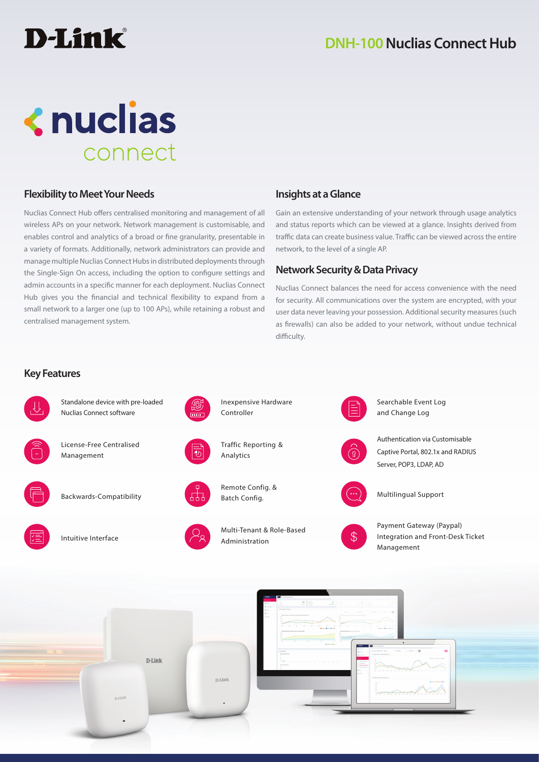# D-Link

## DNH-100 Nuclias Connect Hub

nuclias connect

### Flexibility to Meet Your Needs

Nuclias Connect Hub offers centralised monitoring and management of all wireless APs on your network. Network management is customisable, and enables control and analytics of a broad or fine granularity, presentable in a variety of formats. Additionally, network administrators can provide and manage multiple Nuclias Connect Hubs in distributed deployments through the Single-Sign On access, including the option to configure settings and admin accounts in a specific manner for each deployment. Nuclias Connect Hub gives you the financial and technical flexibility to expand from a small network to a larger one (up to 100 APs), while retaining a robust and centralised management system.

### Insights at a Glance

Gain an extensive understanding of your network through usage analytics and status reports which can be viewed at a glance. Insights derived from traffic data can create business value. Traffic can be viewed across the entire network, to the level of a single AP.

### Network Security & Data Privacy

Nuclias Connect balances the need for access convenience with the need for security. All communications over the system are encrypted, with your user data never leaving your possession. Additional security measures (such as firewalls) can also be added to your network, without undue technical difficulty.

### Key Features

- Standalone device with pre-loaded Nuclias Connect software
- License-Free Centralised Management
- Backwards-Compatibility
- Intuitive Interface
- Inexpensive Hardware Controller
- Traffic Reporting & Analytics
- Remote Config. & Batch Config.
- Multi-Tenant & Role-Based Administration
- Searchable Event Log and Change Log
- Authentication via Customisable Captive Portal, 802.1x and RADIUS Server, POP3, LDAP, AD
- Multilingual Support
- Payment Gateway (Paypal) Integration and Front-Desk Ticket Management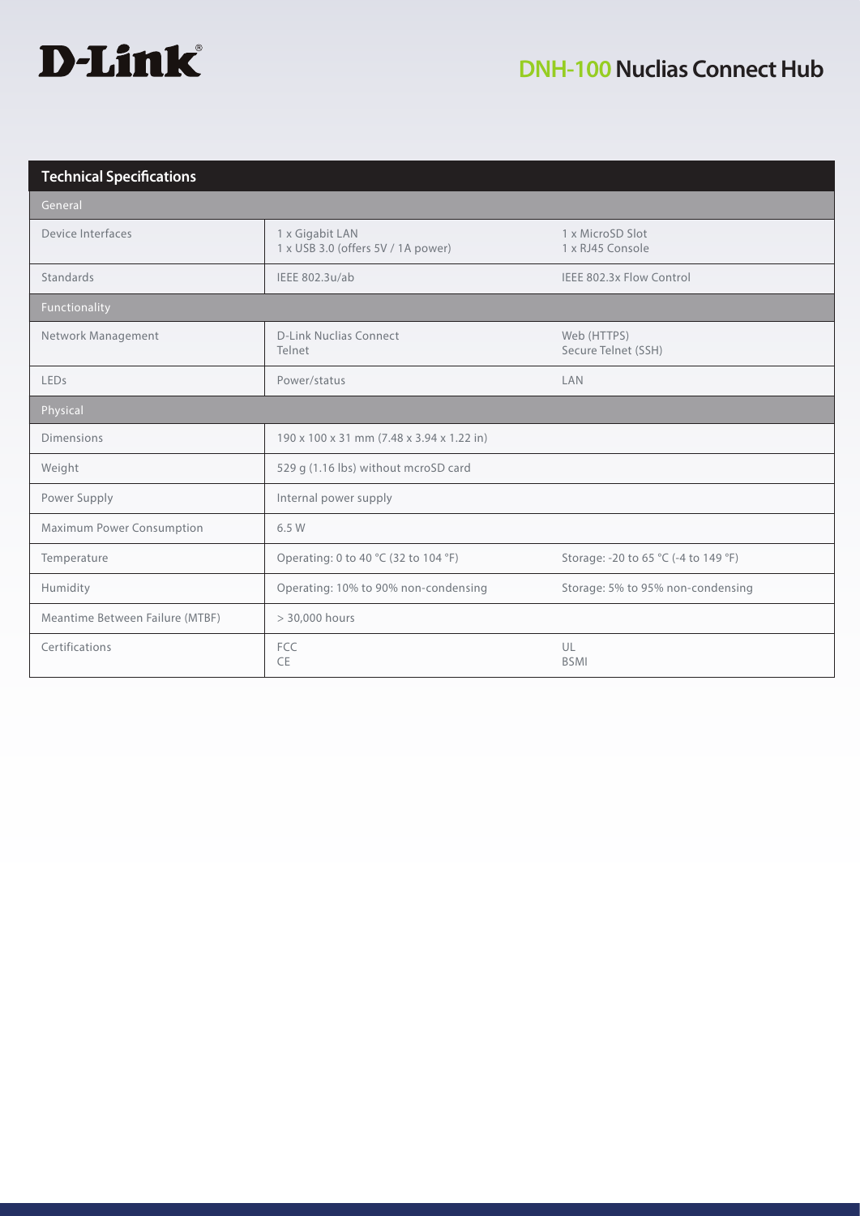# DNH-100 Nuclias Connect Hub

## Technical Specifications

| Technical Specifications | | |
|---|---|---|
| **General** | | |
| Device Interfaces | 1 x Gigabit LAN<br>1 x USB 3.0 (offers 5V / 1A power) | 1 x MicroSD Slot<br>1 x RJ45 Console |
| Standards | IEEE 802.3u/ab | IEEE 802.3x Flow Control |
| **Functionality** | | |
| Network Management | D-Link Nuclias Connect<br>Telnet | Web (HTTPS)<br>Secure Telnet (SSH) |
| LEDs | Power/status | LAN |
| **Physical** | | |
| Dimensions | 190 x 100 x 31 mm (7.48 x 3.94 x 1.22 in) | |
| Weight | 529 g (1.16 lbs) without mcroSD card | |
| Power Supply | Internal power supply | |
| Maximum Power Consumption | 6.5 W | |
| Temperature | Operating: 0 to 40 °C (32 to 104 °F) | Storage: -20 to 65 °C (-4 to 149 °F) |
| Humidity | Operating: 10% to 90% non-condensing | Storage: 5% to 95% non-condensing |
| Meantime Between Failure (MTBF) | > 30,000 hours | |
| Certifications | FCC<br>CE | UL<br>BSMI |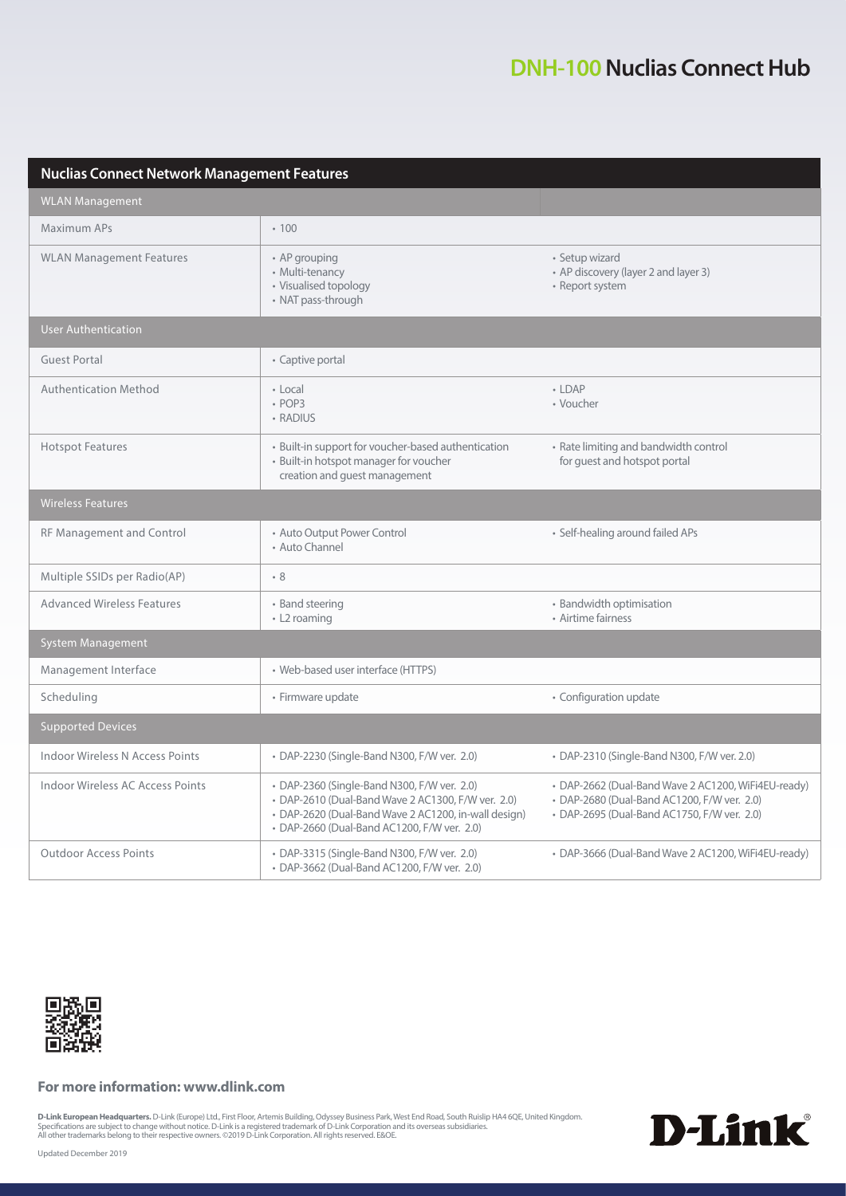# DNH-100 Nuclias Connect Hub

| Nuclias Connect Network Management Features | | |
|---|---|---|
| **WLAN Management** | | |
| Maximum APs | • 100 | |
| WLAN Management Features | • AP grouping<br>• Multi-tenancy<br>• Visualised topology<br>• NAT pass-through | • Setup wizard<br>• AP discovery (layer 2 and layer 3)<br>• Report system |
| **User Authentication** | | |
| Guest Portal | • Captive portal | |
| Authentication Method | • Local<br>• POP3<br>• RADIUS | • LDAP<br>• Voucher |
| Hotspot Features | • Built-in support for voucher-based authentication<br>• Built-in hotspot manager for voucher creation and guest management | • Rate limiting and bandwidth control for guest and hotspot portal |
| **Wireless Features** | | |
| RF Management and Control | • Auto Output Power Control<br>• Auto Channel | • Self-healing around failed APs |
| Multiple SSIDs per Radio(AP) | • 8 | |
| Advanced Wireless Features | • Band steering<br>• L2 roaming | • Bandwidth optimisation<br>• Airtime fairness |
| **System Management** | | |
| Management Interface | • Web-based user interface (HTTPS) | |
| Scheduling | • Firmware update | • Configuration update |
| **Supported Devices** | | |
| Indoor Wireless N Access Points | • DAP-2230 (Single-Band N300, F/W ver. 2.0) | • DAP-2310 (Single-Band N300, F/W ver. 2.0) |
| Indoor Wireless AC Access Points | • DAP-2360 (Single-Band N300, F/W ver. 2.0)<br>• DAP-2610 (Dual-Band Wave 2 AC1300, F/W ver. 2.0)<br>• DAP-2620 (Dual-Band Wave 2 AC1200, in-wall design)<br>• DAP-2660 (Dual-Band AC1200, F/W ver. 2.0) | • DAP-2662 (Dual-Band Wave 2 AC1200, WiFi4EU-ready)<br>• DAP-2680 (Dual-Band AC1200, F/W ver. 2.0)<br>• DAP-2695 (Dual-Band AC1750, F/W ver. 2.0) |
| Outdoor Access Points | • DAP-3315 (Single-Band N300, F/W ver. 2.0)<br>• DAP-3662 (Dual-Band AC1200, F/W ver. 2.0) | • DAP-3666 (Dual-Band Wave 2 AC1200, WiFi4EU-ready) |

**For more information: www.dlink.com**

**D-Link European Headquarters.** D-Link (Europe) Ltd., First Floor, Artemis Building, Odyssey Business Park, West End Road, South Ruislip HA4 6QE, United Kingdom. Specifications are subject to change without notice. D-Link is a registered trademark of D-Link Corporation and its overseas subsidiaries. All other trademarks belong to their respective owners. ©2019 D-Link Corporation. All rights reserved. E&OE.

Updated December 2019